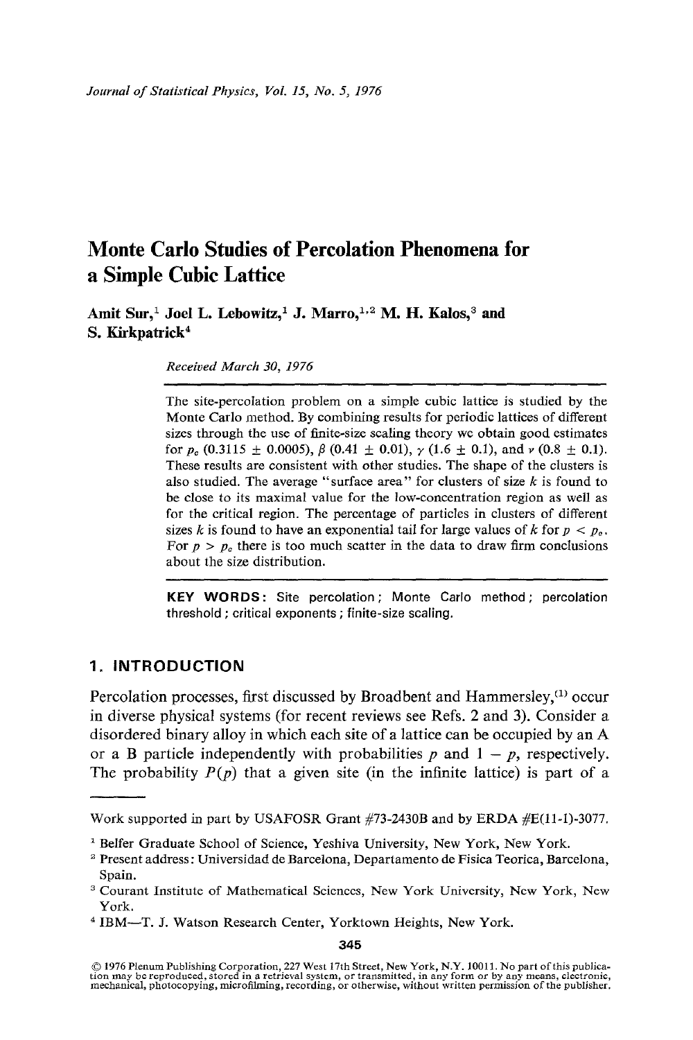# Monte Carlo Studies of Percolation Phenomena for a Simple Cubic Lattice

**Amit Sur,[1] Joel L. Lebowitz,[1] J. Marro,[1,2] M. H. Kalos,[3] and S. Kirkpatrick[4]**

*Received March 30, 1976*

The site-percolation problem on a simple cubic lattice is studied by the Monte Carlo method. By combining results for periodic lattices of different sizes through the use of finite-size scaling theory we obtain good estimates for $p_c$ (0.3115 $\pm$ 0.0005), $\beta$ (0.41 $\pm$ 0.01), $\gamma$ (1.6 $\pm$ 0.1), and $\nu$ (0.8 $\pm$ 0.1). These results are consistent with other studies. The shape of the clusters is also studied. The average "surface area" for clusters of size $k$ is found to be close to its maximal value for the low-concentration region as well as for the critical region. The percentage of particles in clusters of different sizes $k$ is found to have an exponential tail for large values of $k$ for $p < p_c$. For $p > p_c$ there is too much scatter in the data to draw firm conclusions about the size distribution.

**KEY WORDS:** Site percolation; Monte Carlo method; percolation threshold; critical exponents; finite-size scaling.

## 1. INTRODUCTION

Percolation processes, first discussed by Broadbent and Hammersley,[1] occur in diverse physical systems (for recent reviews see Refs. 2 and 3). Consider a disordered binary alloy in which each site of a lattice can be occupied by an A or a B particle independently with probabilities $p$ and $1 - p$, respectively. The probability $P(p)$ that a given site (in the infinite lattice) is part of a

---

Work supported in part by USAFOSR Grant #73-2430B and by ERDA #E(11-1)-3077.

[1] Belfer Graduate School of Science, Yeshiva University, New York, New York.

[2] Present address: Universidad de Barcelona, Departamento de Fisica Teorica, Barcelona, Spain.

[3] Courant Institute of Mathematical Sciences, New York University, New York, New York.

[4] IBM—T. J. Watson Research Center, Yorktown Heights, New York.

© 1976 Plenum Publishing Corporation, 227 West 17th Street, New York, N.Y. 10011. No part of this publication may be reproduced, stored in a retrieval system, or transmitted, in any form or by any means, electronic, mechanical, photocopying, microfilming, recording, or otherwise, without written permission of the publisher.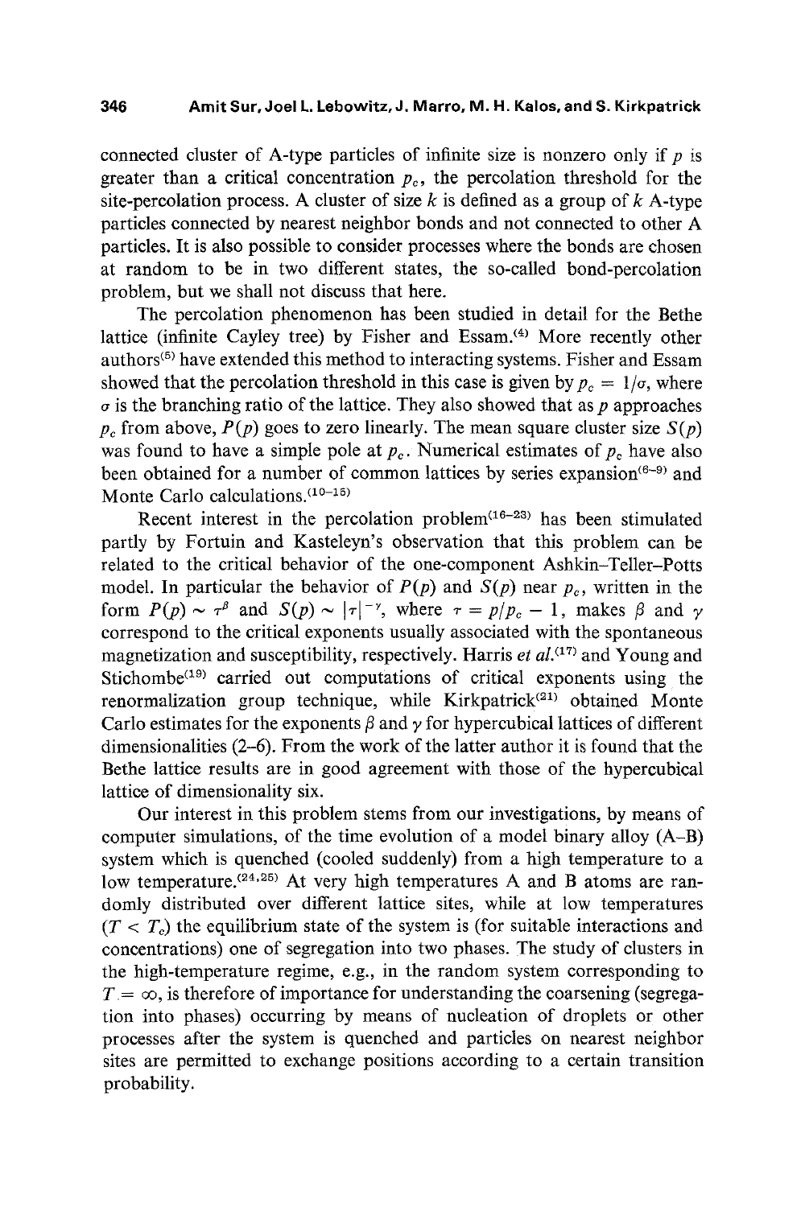connected cluster of A-type particles of infinite size is nonzero only if $p$ is greater than a critical concentration $p_c$, the percolation threshold for the site-percolation process. A cluster of size $k$ is defined as a group of $k$ A-type particles connected by nearest neighbor bonds and not connected to other A particles. It is also possible to consider processes where the bonds are chosen at random to be in two different states, the so-called bond-percolation problem, but we shall not discuss that here.

The percolation phenomenon has been studied in detail for the Bethe lattice (infinite Cayley tree) by Fisher and Essam.[4] More recently other authors[5] have extended this method to interacting systems. Fisher and Essam showed that the percolation threshold in this case is given by $p_c = 1/\sigma$, where $\sigma$ is the branching ratio of the lattice. They also showed that as $p$ approaches $p_c$ from above, $P(p)$ goes to zero linearly. The mean square cluster size $S(p)$ was found to have a simple pole at $p_c$. Numerical estimates of $p_c$ have also been obtained for a number of common lattices by series expansion[6–9] and Monte Carlo calculations.[10–15]

Recent interest in the percolation problem[16–23] has been stimulated partly by Fortuin and Kasteleyn's observation that this problem can be related to the critical behavior of the one-component Ashkin–Teller–Potts model. In particular the behavior of $P(p)$ and $S(p)$ near $p_c$, written in the form $P(p) \sim \tau^{\beta}$ and $S(p) \sim |\tau|^{-\gamma}$, where $\tau = p/p_c - 1$, makes $\beta$ and $\gamma$ correspond to the critical exponents usually associated with the spontaneous magnetization and susceptibility, respectively. Harris *et al.*[17] and Young and Stichombe[19] carried out computations of critical exponents using the renormalization group technique, while Kirkpatrick[21] obtained Monte Carlo estimates for the exponents $\beta$ and $\gamma$ for hypercubical lattices of different dimensionalities (2–6). From the work of the latter author it is found that the Bethe lattice results are in good agreement with those of the hypercubical lattice of dimensionality six.

Our interest in this problem stems from our investigations, by means of computer simulations, of the time evolution of a model binary alloy (A–B) system which is quenched (cooled suddenly) from a high temperature to a low temperature.[24,25] At very high temperatures A and B atoms are randomly distributed over different lattice sites, while at low temperatures ($T < T_c$) the equilibrium state of the system is (for suitable interactions and concentrations) one of segregation into two phases. The study of clusters in the high-temperature regime, e.g., in the random system corresponding to $T = \infty$, is therefore of importance for understanding the coarsening (segregation into phases) occurring by means of nucleation of droplets or other processes after the system is quenched and particles on nearest neighbor sites are permitted to exchange positions according to a certain transition probability.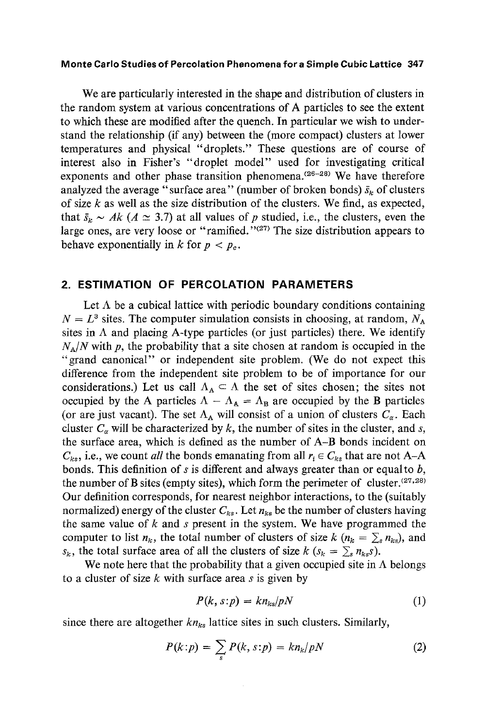We are particularly interested in the shape and distribution of clusters in the random system at various concentrations of A particles to see the extent to which these are modified after the quench. In particular we wish to understand the relationship (if any) between the (more compact) clusters at lower temperatures and physical "droplets." These questions are of course of interest also in Fisher's "droplet model" used for investigating critical exponents and other phase transition phenomena.[26–28] We have therefore analyzed the average "surface area" (number of broken bonds) $\bar{s}_k$ of clusters of size $k$ as well as the size distribution of the clusters. We find, as expected, that $\bar{s}_k \sim Ak$ ($A \simeq 3.7$) at all values of $p$ studied, i.e., the clusters, even the large ones, are very loose or "ramified."[27] The size distribution appears to behave exponentially in $k$ for $p < p_c$.

## 2. ESTIMATION OF PERCOLATION PARAMETERS

Let $\Lambda$ be a cubical lattice with periodic boundary conditions containing $N = L^3$ sites. The computer simulation consists in choosing, at random, $N_A$ sites in $\Lambda$ and placing A-type particles (or just particles) there. We identify $N_A/N$ with $p$, the probability that a site chosen at random is occupied in the "grand canonical" or independent site problem. (We do not expect this difference from the independent site problem to be of importance for our considerations.) Let us call $\Lambda_A \subset \Lambda$ the set of sites chosen; the sites not occupied by the A particles $\Lambda - \Lambda_A = \Lambda_B$ are occupied by the B particles (or are just vacant). The set $\Lambda_A$ will consist of a union of clusters $C_\alpha$. Each cluster $C_\alpha$ will be characterized by $k$, the number of sites in the cluster, and $s$, the surface area, which is defined as the number of A–B bonds incident on $C_{ks}$, i.e., we count *all* the bonds emanating from all $r_i \in C_{ks}$ that are not A–A bonds. This definition of $s$ is different and always greater than or equal to $b$, the number of B sites (empty sites), which form the perimeter of cluster.[27,28] Our definition corresponds, for nearest neighbor interactions, to the (suitably normalized) energy of the cluster $C_{ks}$. Let $n_{ks}$ be the number of clusters having the same value of $k$ and $s$ present in the system. We have programmed the computer to list $n_k$, the total number of clusters of size $k$ ($n_k = \sum_s n_{ks}$), and $s_k$, the total surface area of all the clusters of size $k$ ($s_k = \sum_s n_{ks} s$).

We note here that the probability that a given occupied site in $\Lambda$ belongs to a cluster of size $k$ with surface area $s$ is given by

$$P(k, s{:}p) = k n_{ks}/pN \tag{1}$$

since there are altogether $k n_{ks}$ lattice sites in such clusters. Similarly,

$$P(k{:}p) = \sum_s P(k, s{:}p) = k n_k/pN \tag{2}$$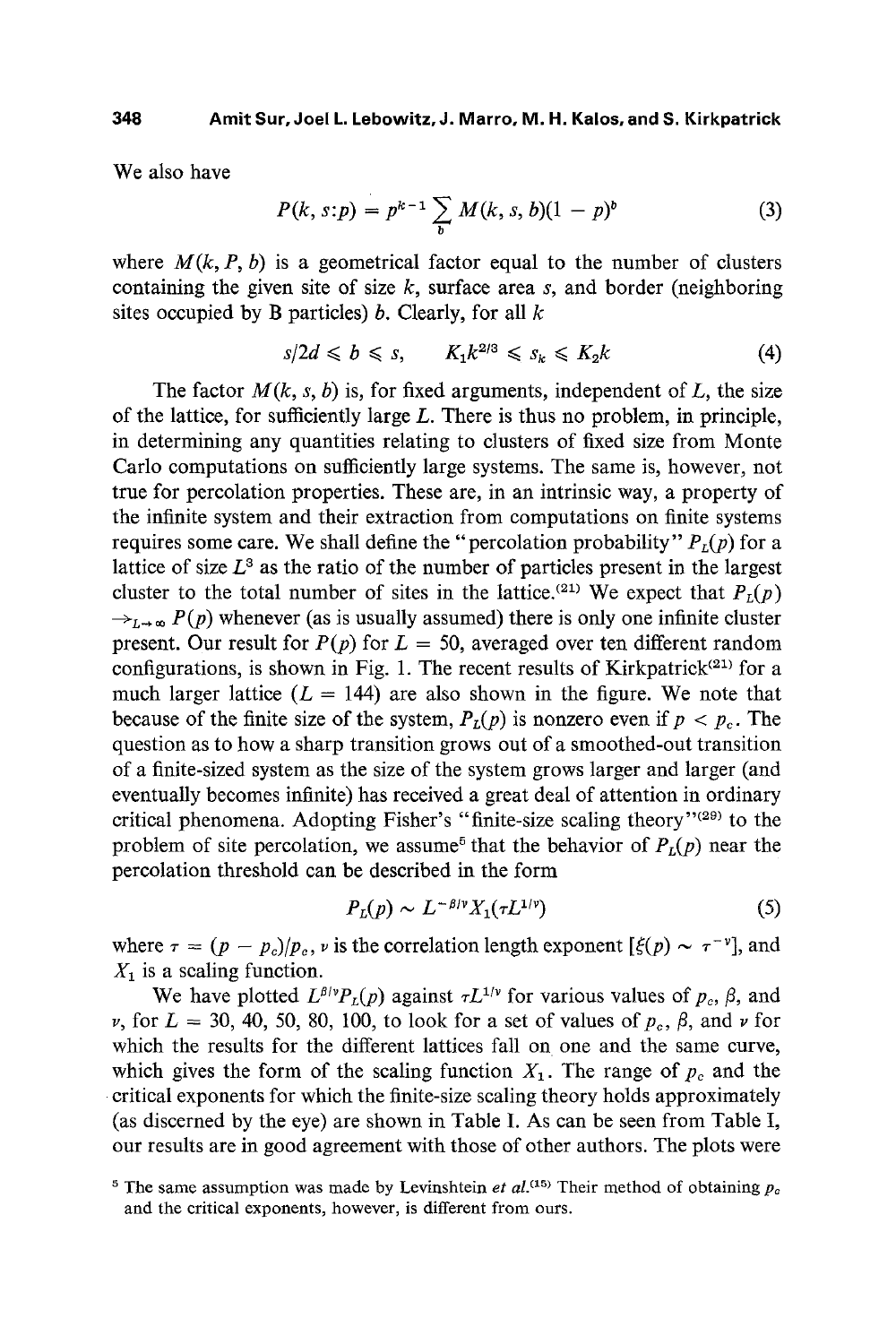We also have

$$P(k, s{:}p) = p^{k-1} \sum_b M(k, s, b)(1 - p)^b \tag{3}$$

where $M(k, P, b)$ is a geometrical factor equal to the number of clusters containing the given site of size $k$, surface area $s$, and border (neighboring sites occupied by B particles) $b$. Clearly, for all $k$

$$s/2d \leqslant b \leqslant s, \qquad K_1 k^{2/3} \leqslant s_k \leqslant K_2 k \tag{4}$$

The factor $M(k, s, b)$ is, for fixed arguments, independent of $L$, the size of the lattice, for sufficiently large $L$. There is thus no problem, in principle, in determining any quantities relating to clusters of fixed size from Monte Carlo computations on sufficiently large systems. The same is, however, not true for percolation properties. These are, in an intrinsic way, a property of the infinite system and their extraction from computations on finite systems requires some care. We shall define the "percolation probability" $P_L(p)$ for a lattice of size $L^3$ as the ratio of the number of particles present in the largest cluster to the total number of sites in the lattice.[21] We expect that $P_L(p) \to_{L\to\infty} P(p)$ whenever (as is usually assumed) there is only one infinite cluster present. Our result for $P(p)$ for $L = 50$, averaged over ten different random configurations, is shown in Fig. 1. The recent results of Kirkpatrick[21] for a much larger lattice ($L = 144$) are also shown in the figure. We note that because of the finite size of the system, $P_L(p)$ is nonzero even if $p < p_c$. The question as to how a sharp transition grows out of a smoothed-out transition of a finite-sized system as the size of the system grows larger and larger (and eventually becomes infinite) has received a great deal of attention in ordinary critical phenomena. Adopting Fisher's "finite-size scaling theory"[29] to the problem of site percolation, we assume[5] that the behavior of $P_L(p)$ near the percolation threshold can be described in the form

$$P_L(p) \sim L^{-\beta/\nu} X_1(\tau L^{1/\nu}) \tag{5}$$

where $\tau = (p - p_c)/p_c$, $\nu$ is the correlation length exponent [$\xi(p) \sim \tau^{-\nu}$], and $X_1$ is a scaling function.

We have plotted $L^{\beta/\nu} P_L(p)$ against $\tau L^{1/\nu}$ for various values of $p_c$, $\beta$, and $\nu$, for $L = 30, 40, 50, 80, 100$, to look for a set of values of $p_c$, $\beta$, and $\nu$ for which the results for the different lattices fall on one and the same curve, which gives the form of the scaling function $X_1$. The range of $p_c$ and the critical exponents for which the finite-size scaling theory holds approximately (as discerned by the eye) are shown in Table I. As can be seen from Table I, our results are in good agreement with those of other authors. The plots were

[5] The same assumption was made by Levinshtein *et al.*[15] Their method of obtaining $p_c$ and the critical exponents, however, is different from ours.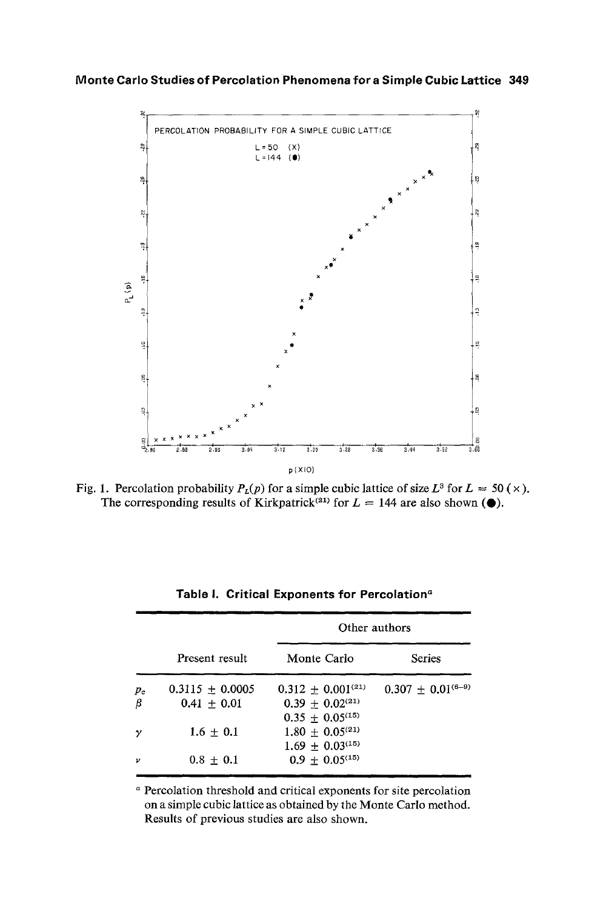Fig. 1. Percolation probability $P_L(p)$ for a simple cubic lattice of size $L^3$ for $L = 50$ (×). The corresponding results of Kirkpatrick[21] for $L = 144$ are also shown (●).

**Table I. Critical Exponents for Percolation**[a]

| | Present result | Other authors | |
|---|---|---|---|
| | | Monte Carlo | Series |
| $p_c$ | $0.3115 \pm 0.0005$ | $0.312 \pm 0.001$[21] | $0.307 \pm 0.01$[6–9] |
| $\beta$ | $0.41 \pm 0.01$ | $0.39 \pm 0.02$[21] | |
| | | $0.35 \pm 0.05$[15] | |
| $\gamma$ | $1.6 \pm 0.1$ | $1.80 \pm 0.05$[21] | |
| | | $1.69 \pm 0.03$[15] | |
| $\nu$ | $0.8 \pm 0.1$ | $0.9 \pm 0.05$[15] | |

[a] Percolation threshold and critical exponents for site percolation on a simple cubic lattice as obtained by the Monte Carlo method. Results of previous studies are also shown.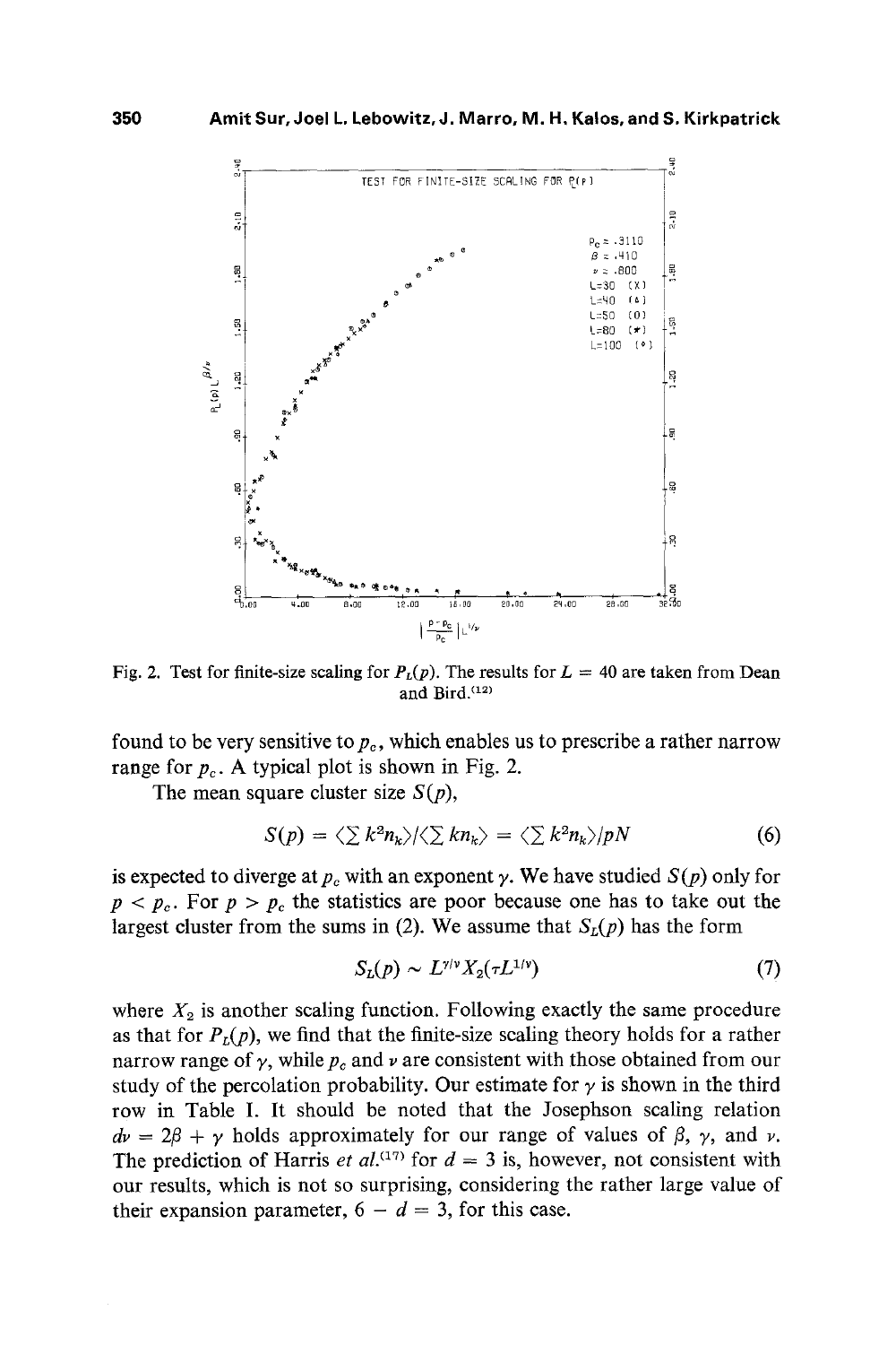Fig. 2. Test for finite-size scaling for $P_L(p)$. The results for $L = 40$ are taken from Dean and Bird.[12]

found to be very sensitive to $p_c$, which enables us to prescribe a rather narrow range for $p_c$. A typical plot is shown in Fig. 2.

The mean square cluster size $S(p)$,

$$S(p) = \langle \sum k^2 n_k \rangle / \langle \sum k n_k \rangle = \langle \sum k^2 n_k \rangle / pN \tag{6}$$

is expected to diverge at $p_c$ with an exponent $\gamma$. We have studied $S(p)$ only for $p < p_c$. For $p > p_c$ the statistics are poor because one has to take out the largest cluster from the sums in (2). We assume that $S_L(p)$ has the form

$$S_L(p) \sim L^{\gamma/\nu} X_2(\tau L^{1/\nu}) \tag{7}$$

where $X_2$ is another scaling function. Following exactly the same procedure as that for $P_L(p)$, we find that the finite-size scaling theory holds for a rather narrow range of $\gamma$, while $p_c$ and $\nu$ are consistent with those obtained from our study of the percolation probability. Our estimate for $\gamma$ is shown in the third row in Table I. It should be noted that the Josephson scaling relation $d\nu = 2\beta + \gamma$ holds approximately for our range of values of $\beta$, $\gamma$, and $\nu$. The prediction of Harris *et al.*[17] for $d = 3$ is, however, not consistent with our results, which is not so surprising, considering the rather large value of their expansion parameter, $6 - d = 3$, for this case.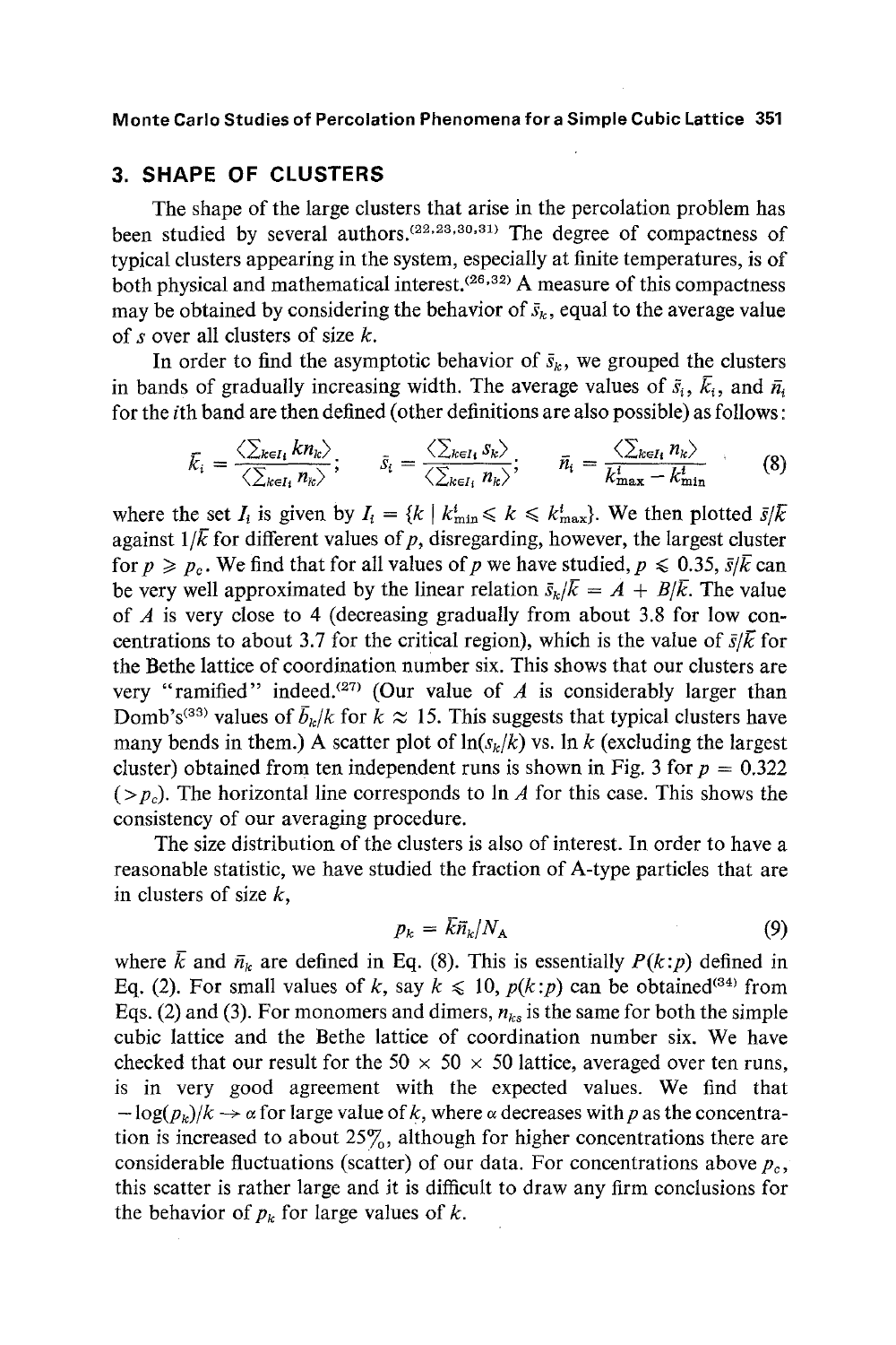## 3. SHAPE OF CLUSTERS

The shape of the large clusters that arise in the percolation problem has been studied by several authors.[22,23,30,31] The degree of compactness of typical clusters appearing in the system, especially at finite temperatures, is of both physical and mathematical interest.[26,32] A measure of this compactness may be obtained by considering the behavior of $\bar{s}_k$, equal to the average value of $s$ over all clusters of size $k$.

In order to find the asymptotic behavior of $\bar{s}_k$, we grouped the clusters in bands of gradually increasing width. The average values of $\bar{s}_i$, $\bar{k}_i$, and $\bar{n}_i$ for the $i$th band are then defined (other definitions are also possible) as follows:

$$\bar{k}_i = \frac{\langle \sum_{k \in I_i} k n_k \rangle}{\langle \sum_{k \in I_i} n_k \rangle}; \qquad \bar{s}_i = \frac{\langle \sum_{k \in I_i} s_k \rangle}{\langle \sum_{k \in I_i} n_k \rangle}; \qquad \bar{n}_i = \frac{\langle \sum_{k \in I_i} n_k \rangle}{k_{\max}^i - k_{\min}^i} \tag{8}$$

where the set $I_i$ is given by $I_i = \{k \mid k_{\min}^i \leqslant k \leqslant k_{\max}^i\}$. We then plotted $\bar{s}/\bar{k}$ against $1/\bar{k}$ for different values of $p$, disregarding, however, the largest cluster for $p \geqslant p_c$. We find that for all values of $p$ we have studied, $p \leqslant 0.35$, $\bar{s}/\bar{k}$ can be very well approximated by the linear relation $\bar{s}_k/\bar{k} = A + B/\bar{k}$. The value of $A$ is very close to 4 (decreasing gradually from about 3.8 for low concentrations to about 3.7 for the critical region), which is the value of $\bar{s}/\bar{k}$ for the Bethe lattice of coordination number six. This shows that our clusters are very "ramified" indeed.[27] (Our value of $A$ is considerably larger than Domb's[33] values of $\bar{b}_k/k$ for $k \approx 15$. This suggests that typical clusters have many bends in them.) A scatter plot of $\ln(s_k/k)$ vs. $\ln k$ (excluding the largest cluster) obtained from ten independent runs is shown in Fig. 3 for $p = 0.322$ ($> p_c$). The horizontal line corresponds to $\ln A$ for this case. This shows the consistency of our averaging procedure.

The size distribution of the clusters is also of interest. In order to have a reasonable statistic, we have studied the fraction of A-type particles that are in clusters of size $k$,

$$p_k = \bar{k}\bar{n}_k/N_A \tag{9}$$

where $\bar{k}$ and $\bar{n}_k$ are defined in Eq. (8). This is essentially $P(k{:}p)$ defined in Eq. (2). For small values of $k$, say $k \leqslant 10$, $p(k{:}p)$ can be obtained[34] from Eqs. (2) and (3). For monomers and dimers, $n_{ks}$ is the same for both the simple cubic lattice and the Bethe lattice of coordination number six. We have checked that our result for the $50 \times 50 \times 50$ lattice, averaged over ten runs, is in very good agreement with the expected values. We find that $-\log(p_k)/k \to \alpha$ for large value of $k$, where $\alpha$ decreases with $p$ as the concentration is increased to about 25%, although for higher concentrations there are considerable fluctuations (scatter) of our data. For concentrations above $p_c$, this scatter is rather large and it is difficult to draw any firm conclusions for the behavior of $p_k$ for large values of $k$.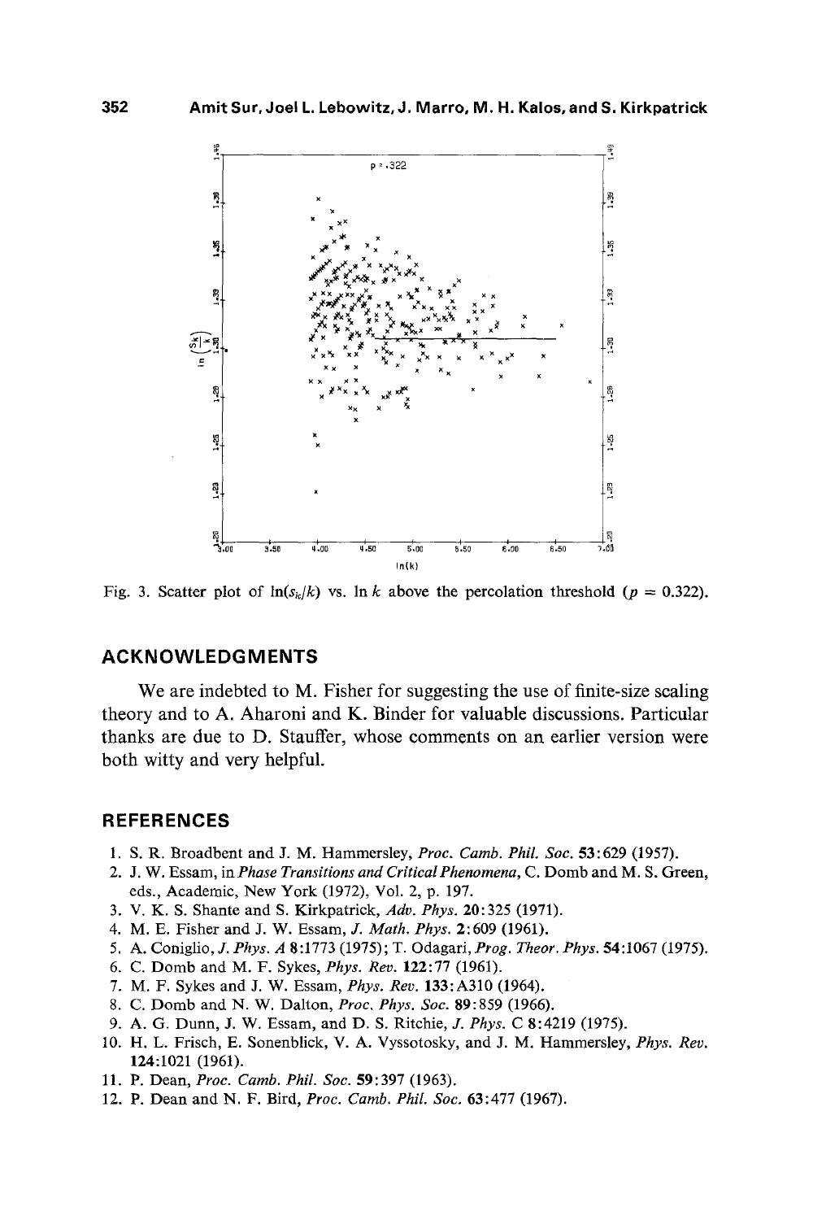Fig. 3. Scatter plot of $\ln(s_k/k)$ vs. $\ln k$ above the percolation threshold ($p = 0.322$).

## ACKNOWLEDGMENTS

We are indebted to M. Fisher for suggesting the use of finite-size scaling theory and to A. Aharoni and K. Binder for valuable discussions. Particular thanks are due to D. Stauffer, whose comments on an earlier version were both witty and very helpful.

## REFERENCES

1. S. R. Broadbent and J. M. Hammersley, *Proc. Camb. Phil. Soc.* **53**:629 (1957).
2. J. W. Essam, in *Phase Transitions and Critical Phenomena*, C. Domb and M. S. Green, eds., Academic, New York (1972), Vol. 2, p. 197.
3. V. K. S. Shante and S. Kirkpatrick, *Adv. Phys.* **20**:325 (1971).
4. M. E. Fisher and J. W. Essam, *J. Math. Phys.* **2**:609 (1961).
5. A. Coniglio, *J. Phys. A* **8**:1773 (1975); T. Odagari, *Prog. Theor. Phys.* **54**:1067 (1975).
6. C. Domb and M. F. Sykes, *Phys. Rev.* **122**:77 (1961).
7. M. F. Sykes and J. W. Essam, *Phys. Rev.* **133**:A310 (1964).
8. C. Domb and N. W. Dalton, *Proc. Phys. Soc.* **89**:859 (1966).
9. A. G. Dunn, J. W. Essam, and D. S. Ritchie, *J. Phys. C* **8**:4219 (1975).
10. H. L. Frisch, E. Sonenblick, V. A. Vyssotosky, and J. M. Hammersley, *Phys. Rev.* **124**:1021 (1961).
11. P. Dean, *Proc. Camb. Phil. Soc.* **59**:397 (1963).
12. P. Dean and N. F. Bird, *Proc. Camb. Phil. Soc.* **63**:477 (1967).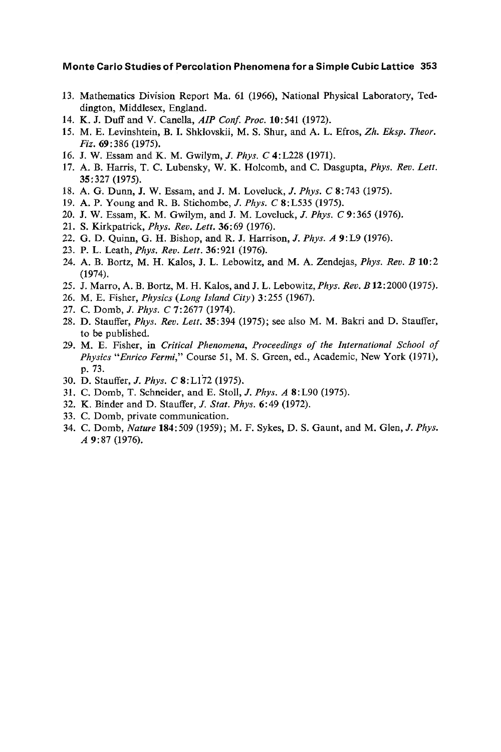13. Mathematics Division Report Ma. 61 (1966), National Physical Laboratory, Teddington, Middlesex, England.
14. K. J. Duff and V. Canella, *AIP Conf. Proc.* **10**:541 (1972).
15. M. E. Levinshtein, B. I. Shklovskii, M. S. Shur, and A. L. Efros, *Zh. Eksp. Theor. Fiz.* **69**:386 (1975).
16. J. W. Essam and K. M. Gwilym, *J. Phys. C* **4**:L228 (1971).
17. A. B. Harris, T. C. Lubensky, W. K. Holcomb, and C. Dasgupta, *Phys. Rev. Lett.* **35**:327 (1975).
18. A. G. Dunn, J. W. Essam, and J. M. Loveluck, *J. Phys. C* **8**:743 (1975).
19. A. P. Young and R. B. Stichombe, *J. Phys. C* **8**:L535 (1975).
20. J. W. Essam, K. M. Gwilym, and J. M. Loveluck, *J. Phys. C* **9**:365 (1976).
21. S. Kirkpatrick, *Phys. Rev. Lett.* **36**:69 (1976).
22. G. D. Quinn, G. H. Bishop, and R. J. Harrison, *J. Phys. A* **9**:L9 (1976).
23. P. L. Leath, *Phys. Rev. Lett.* **36**:921 (1976).
24. A. B. Bortz, M. H. Kalos, J. L. Lebowitz, and M. A. Zendejas, *Phys. Rev. B* **10**:2 (1974).
25. J. Marro, A. B. Bortz, M. H. Kalos, and J. L. Lebowitz, *Phys. Rev. B* **12**:2000 (1975).
26. M. E. Fisher, *Physics (Long Island City)* **3**:255 (1967).
27. C. Domb, *J. Phys. C* **7**:2677 (1974).
28. D. Stauffer, *Phys. Rev. Lett.* **35**:394 (1975); see also M. M. Bakri and D. Stauffer, to be published.
29. M. E. Fisher, in *Critical Phenomena, Proceedings of the International School of Physics "Enrico Fermi,"* Course 51, M. S. Green, ed., Academic, New York (1971), p. 73.
30. D. Stauffer, *J. Phys. C* **8**:L172 (1975).
31. C. Domb, T. Schneider, and E. Stoll, *J. Phys. A* **8**:L90 (1975).
32. K. Binder and D. Stauffer, *J. Stat. Phys.* **6**:49 (1972).
33. C. Domb, private communication.
34. C. Domb, *Nature* **184**:509 (1959); M. F. Sykes, D. S. Gaunt, and M. Glen, *J. Phys. A* **9**:87 (1976).